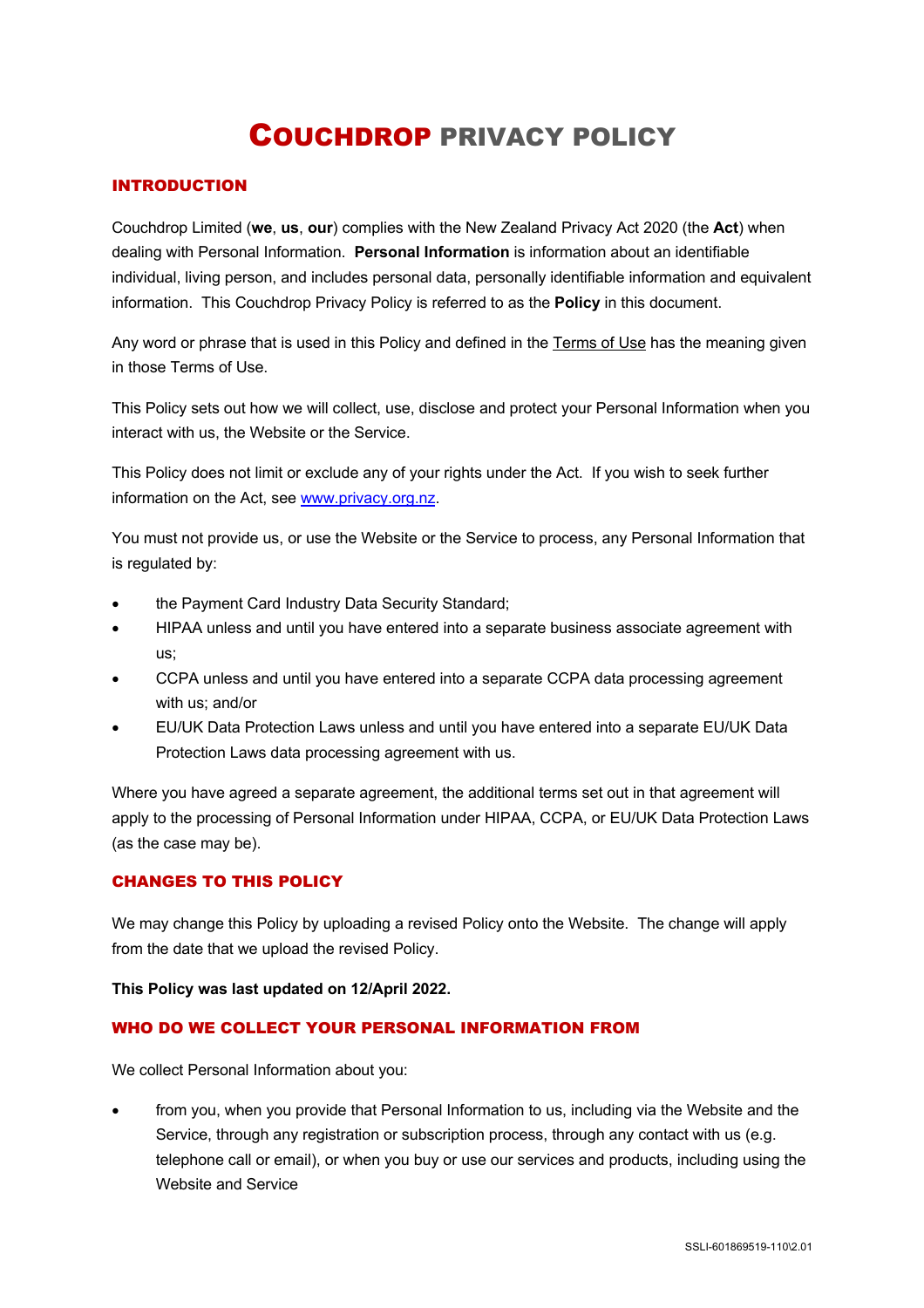# COUCHDROP PRIVACY POLICY

## INTRODUCTION

Couchdrop Limited (**we**, **us**, **our**) complies with the New Zealand Privacy Act 2020 (the **Act**) when dealing with Personal Information. **Personal Information** is information about an identifiable individual, living person, and includes personal data, personally identifiable information and equivalent information. This Couchdrop Privacy Policy is referred to as the **Policy** in this document.

Any word or phrase that is used in this Policy and defined in the Terms of Use has the meaning given in those Terms of Use.

This Policy sets out how we will collect, use, disclose and protect your Personal Information when you interact with us, the Website or the Service.

This Policy does not limit or exclude any of your rights under the Act. If you wish to seek further information on the Act, see www.privacy.org.nz.

You must not provide us, or use the Website or the Service to process, any Personal Information that is regulated by:

- the Payment Card Industry Data Security Standard;
- HIPAA unless and until you have entered into a separate business associate agreement with us;
- CCPA unless and until you have entered into a separate CCPA data processing agreement with us; and/or
- EU/UK Data Protection Laws unless and until you have entered into a separate EU/UK Data Protection Laws data processing agreement with us.

Where you have agreed a separate agreement, the additional terms set out in that agreement will apply to the processing of Personal Information under HIPAA, CCPA, or EU/UK Data Protection Laws (as the case may be).

## CHANGES TO THIS POLICY

We may change this Policy by uploading a revised Policy onto the Website. The change will apply from the date that we upload the revised Policy.

**This Policy was last updated on 12/April 2022.**

## WHO DO WE COLLECT YOUR PERSONAL INFORMATION FROM

We collect Personal Information about you:

- from you, when you provide that Personal Information to us, including via the Website and the Service, through any registration or subscription process, through any contact with us (e.g. telephone call or email), or when you buy or use our services and products, including using the Website and Service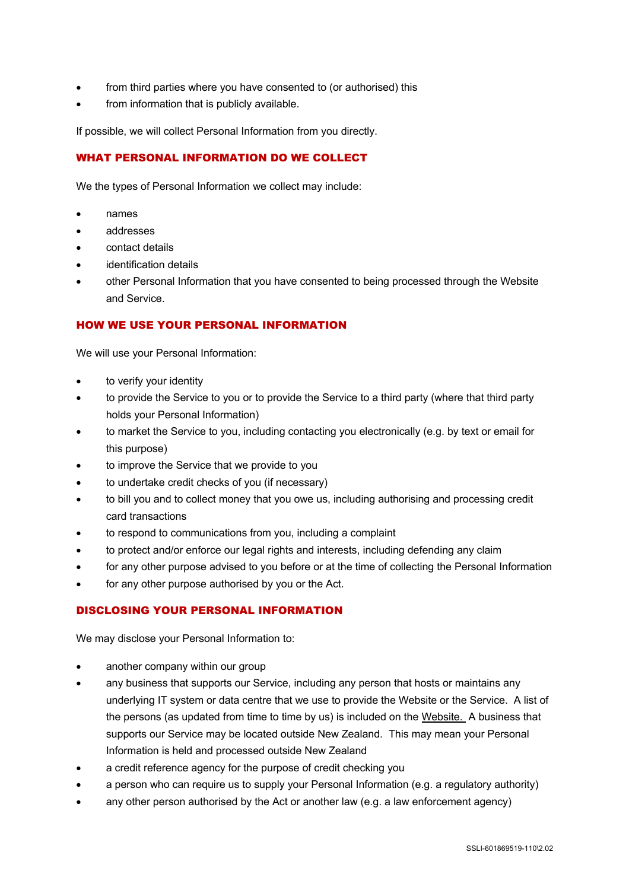- from third parties where you have consented to (or authorised) this
- from information that is publicly available.

If possible, we will collect Personal Information from you directly.

## WHAT PERSONAL INFORMATION DO WE COLLECT

We the types of Personal Information we collect may include:

- names
- addresses
- contact details
- identification details
- other Personal Information that you have consented to being processed through the Website and Service.

## HOW WE USE YOUR PERSONAL INFORMATION

We will use your Personal Information:

- to verify your identity
- to provide the Service to you or to provide the Service to a third party (where that third party holds your Personal Information)
- to market the Service to you, including contacting you electronically (e.g. by text or email for this purpose)
- to improve the Service that we provide to you
- to undertake credit checks of you (if necessary)
- to bill you and to collect money that you owe us, including authorising and processing credit card transactions
- to respond to communications from you, including a complaint
- to protect and/or enforce our legal rights and interests, including defending any claim
- for any other purpose advised to you before or at the time of collecting the Personal Information
- for any other purpose authorised by you or the Act.

## DISCLOSING YOUR PERSONAL INFORMATION

We may disclose your Personal Information to:

- another company within our group
- any business that supports our Service, including any person that hosts or maintains any underlying IT system or data centre that we use to provide the Website or the Service. A list of the persons (as updated from time to time by us) is included on the Website. A business that supports our Service may be located outside New Zealand. This may mean your Personal Information is held and processed outside New Zealand
- a credit reference agency for the purpose of credit checking you
- a person who can require us to supply your Personal Information (e.g. a regulatory authority)
- any other person authorised by the Act or another law (e.g. a law enforcement agency)

SSLI-601869519-110\2.02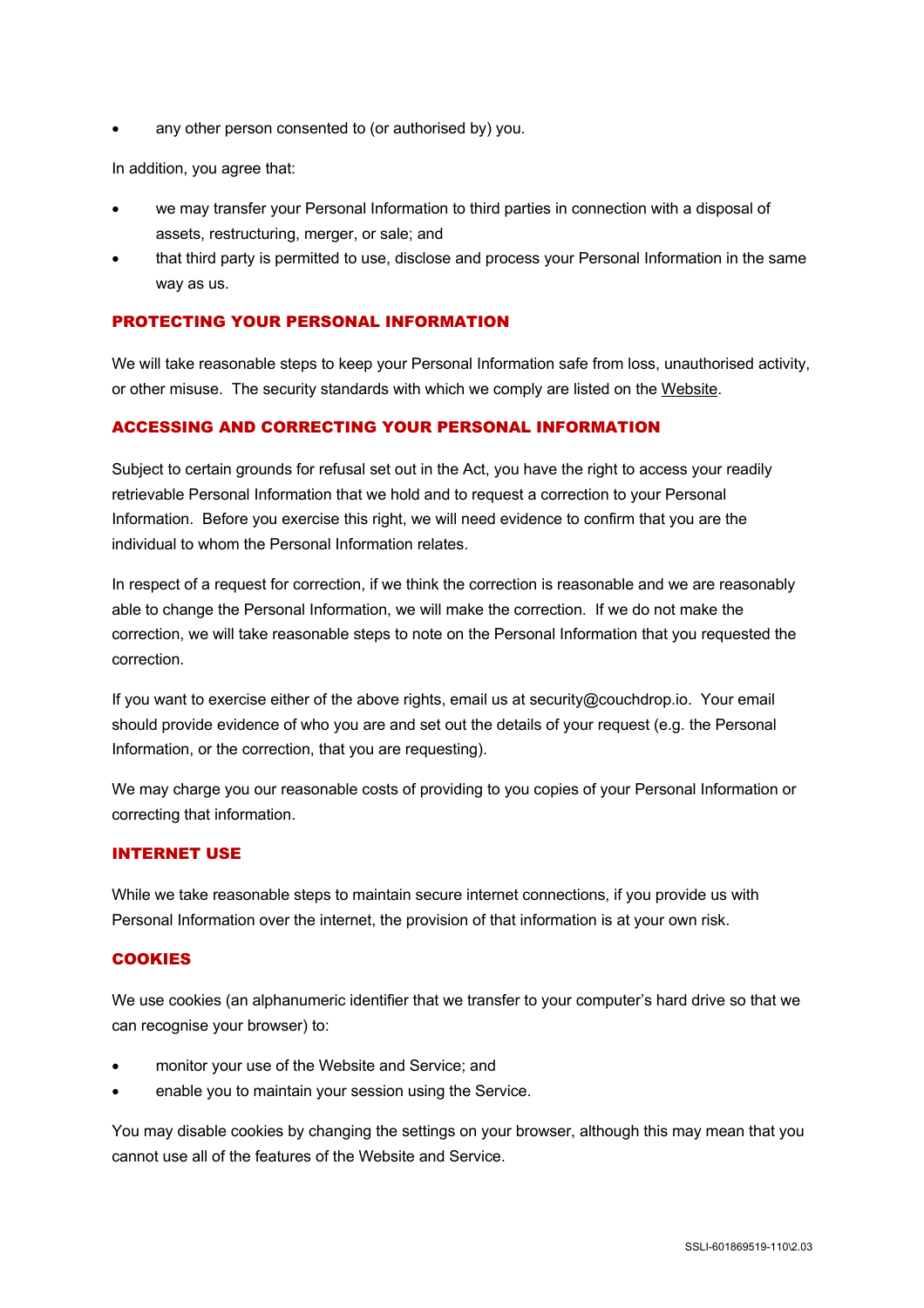- any other person consented to (or authorised by) you.

In addition, you agree that:

- we may transfer your Personal Information to third parties in connection with a disposal of assets, restructuring, merger, or sale; and
- that third party is permitted to use, disclose and process your Personal Information in the same way as us.

## PROTECTING YOUR PERSONAL INFORMATION

We will take reasonable steps to keep your Personal Information safe from loss, unauthorised activity, or other misuse. The security standards with which we comply are listed on the Website.

## ACCESSING AND CORRECTING YOUR PERSONAL INFORMATION

Subject to certain grounds for refusal set out in the Act, you have the right to access your readily retrievable Personal Information that we hold and to request a correction to your Personal Information. Before you exercise this right, we will need evidence to confirm that you are the individual to whom the Personal Information relates.

In respect of a request for correction, if we think the correction is reasonable and we are reasonably able to change the Personal Information, we will make the correction. If we do not make the correction, we will take reasonable steps to note on the Personal Information that you requested the correction.

If you want to exercise either of the above rights, email us at security@couchdrop.io. Your email should provide evidence of who you are and set out the details of your request (e.g. the Personal Information, or the correction, that you are requesting).

We may charge you our reasonable costs of providing to you copies of your Personal Information or correcting that information.

## INTERNET USE

While we take reasonable steps to maintain secure internet connections, if you provide us with Personal Information over the internet, the provision of that information is at your own risk.

## COOKIES

We use cookies (an alphanumeric identifier that we transfer to your computer's hard drive so that we can recognise your browser) to:

- monitor your use of the Website and Service; and
- enable you to maintain your session using the Service.

You may disable cookies by changing the settings on your browser, although this may mean that you cannot use all of the features of the Website and Service.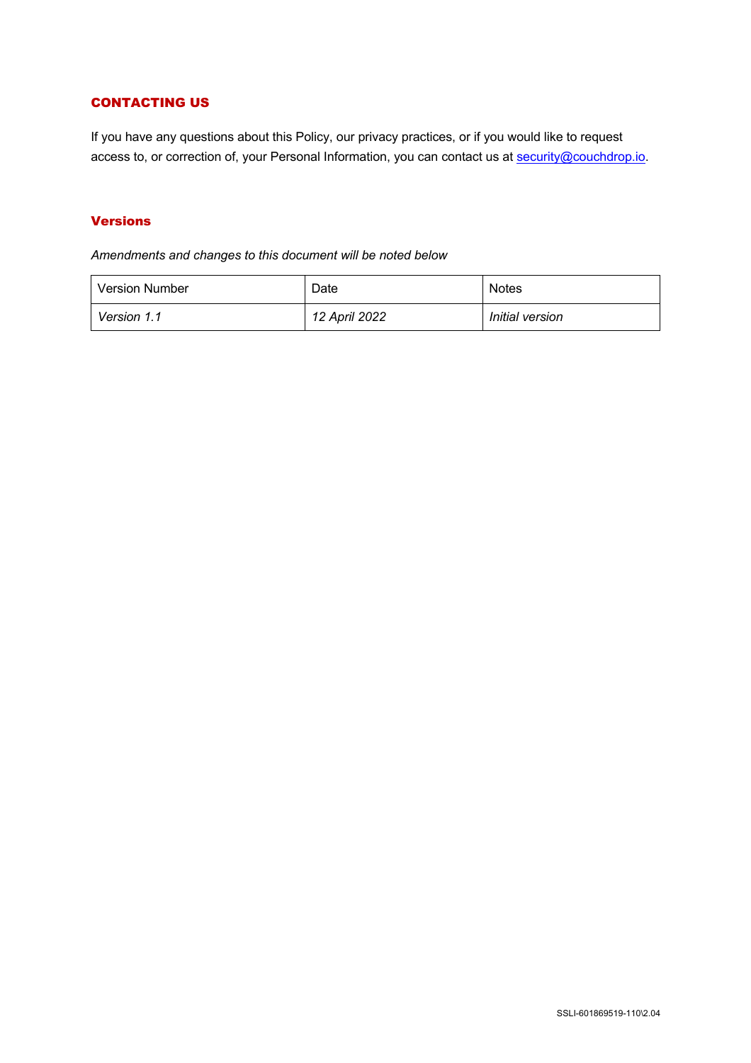## CONTACTING US

If you have any questions about this Policy, our privacy practices, or if you would like to request access to, or correction of, your Personal Information, you can contact us at security@couchdrop.io.

## Versions

*Amendments and changes to this document will be noted below*

| Version Number | Date | Notes |
|---|---|---|
| *Version 1.1* | *12 April 2022* | *Initial version* |

SSLI-601869519-110\2.04